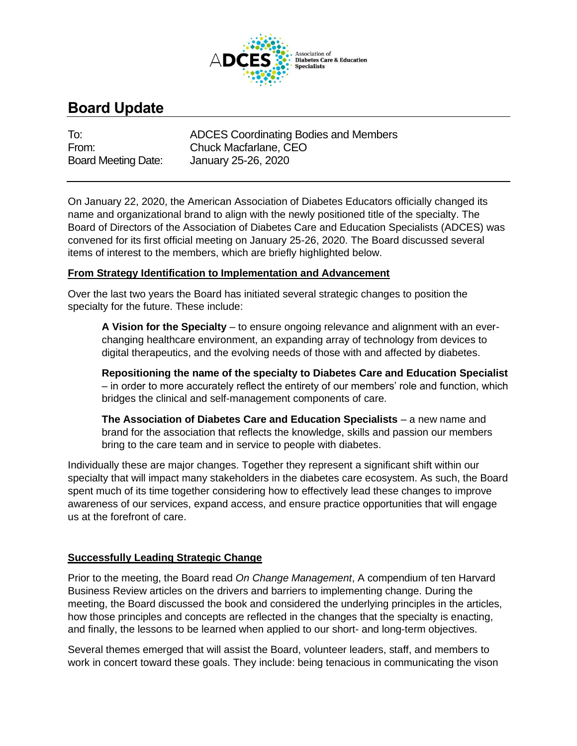ADCES Association of Diabetes Care & Education Specialists

# Board Update

| | |
|---|---|
| To: | ADCES Coordinating Bodies and Members |
| From: | Chuck Macfarlane, CEO |
| Board Meeting Date: | January 25-26, 2020 |

On January 22, 2020, the American Association of Diabetes Educators officially changed its name and organizational brand to align with the newly positioned title of the specialty. The Board of Directors of the Association of Diabetes Care and Education Specialists (ADCES) was convened for its first official meeting on January 25-26, 2020. The Board discussed several items of interest to the members, which are briefly highlighted below.

## From Strategy Identification to Implementation and Advancement

Over the last two years the Board has initiated several strategic changes to position the specialty for the future. These include:

**A Vision for the Specialty** – to ensure ongoing relevance and alignment with an ever-changing healthcare environment, an expanding array of technology from devices to digital therapeutics, and the evolving needs of those with and affected by diabetes.

**Repositioning the name of the specialty to Diabetes Care and Education Specialist** – in order to more accurately reflect the entirety of our members' role and function, which bridges the clinical and self-management components of care.

**The Association of Diabetes Care and Education Specialists** – a new name and brand for the association that reflects the knowledge, skills and passion our members bring to the care team and in service to people with diabetes.

Individually these are major changes. Together they represent a significant shift within our specialty that will impact many stakeholders in the diabetes care ecosystem. As such, the Board spent much of its time together considering how to effectively lead these changes to improve awareness of our services, expand access, and ensure practice opportunities that will engage us at the forefront of care.

## Successfully Leading Strategic Change

Prior to the meeting, the Board read *On Change Management*, A compendium of ten Harvard Business Review articles on the drivers and barriers to implementing change. During the meeting, the Board discussed the book and considered the underlying principles in the articles, how those principles and concepts are reflected in the changes that the specialty is enacting, and finally, the lessons to be learned when applied to our short- and long-term objectives.

Several themes emerged that will assist the Board, volunteer leaders, staff, and members to work in concert toward these goals. They include: being tenacious in communicating the vison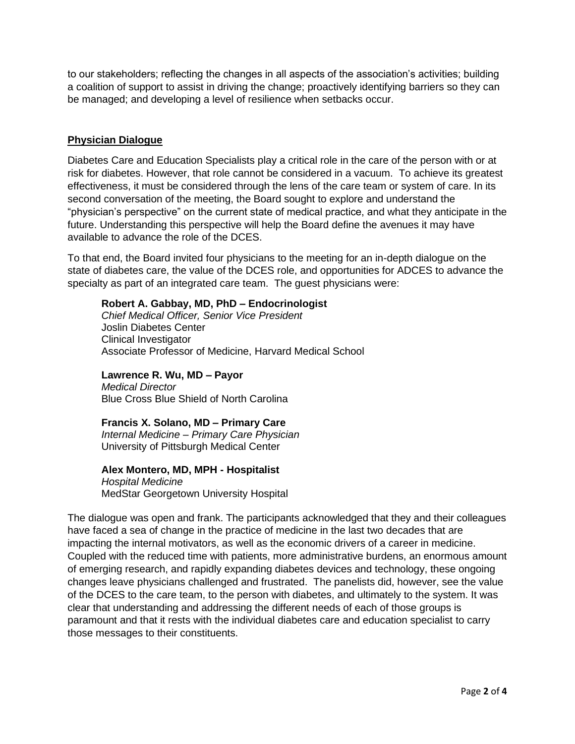to our stakeholders; reflecting the changes in all aspects of the association's activities; building a coalition of support to assist in driving the change; proactively identifying barriers so they can be managed; and developing a level of resilience when setbacks occur.

## **Physician Dialogue**

Diabetes Care and Education Specialists play a critical role in the care of the person with or at risk for diabetes. However, that role cannot be considered in a vacuum. To achieve its greatest effectiveness, it must be considered through the lens of the care team or system of care. In its second conversation of the meeting, the Board sought to explore and understand the "physician's perspective" on the current state of medical practice, and what they anticipate in the future. Understanding this perspective will help the Board define the avenues it may have available to advance the role of the DCES.

To that end, the Board invited four physicians to the meeting for an in-depth dialogue on the state of diabetes care, the value of the DCES role, and opportunities for ADCES to advance the specialty as part of an integrated care team. The guest physicians were:

**Robert A. Gabbay, MD, PhD – Endocrinologist**
*Chief Medical Officer, Senior Vice President*
Joslin Diabetes Center
Clinical Investigator
Associate Professor of Medicine, Harvard Medical School

**Lawrence R. Wu, MD – Payor**
*Medical Director*
Blue Cross Blue Shield of North Carolina

**Francis X. Solano, MD – Primary Care**
*Internal Medicine – Primary Care Physician*
University of Pittsburgh Medical Center

**Alex Montero, MD, MPH - Hospitalist**
*Hospital Medicine*
MedStar Georgetown University Hospital

The dialogue was open and frank. The participants acknowledged that they and their colleagues have faced a sea of change in the practice of medicine in the last two decades that are impacting the internal motivators, as well as the economic drivers of a career in medicine. Coupled with the reduced time with patients, more administrative burdens, an enormous amount of emerging research, and rapidly expanding diabetes devices and technology, these ongoing changes leave physicians challenged and frustrated. The panelists did, however, see the value of the DCES to the care team, to the person with diabetes, and ultimately to the system. It was clear that understanding and addressing the different needs of each of those groups is paramount and that it rests with the individual diabetes care and education specialist to carry those messages to their constituents.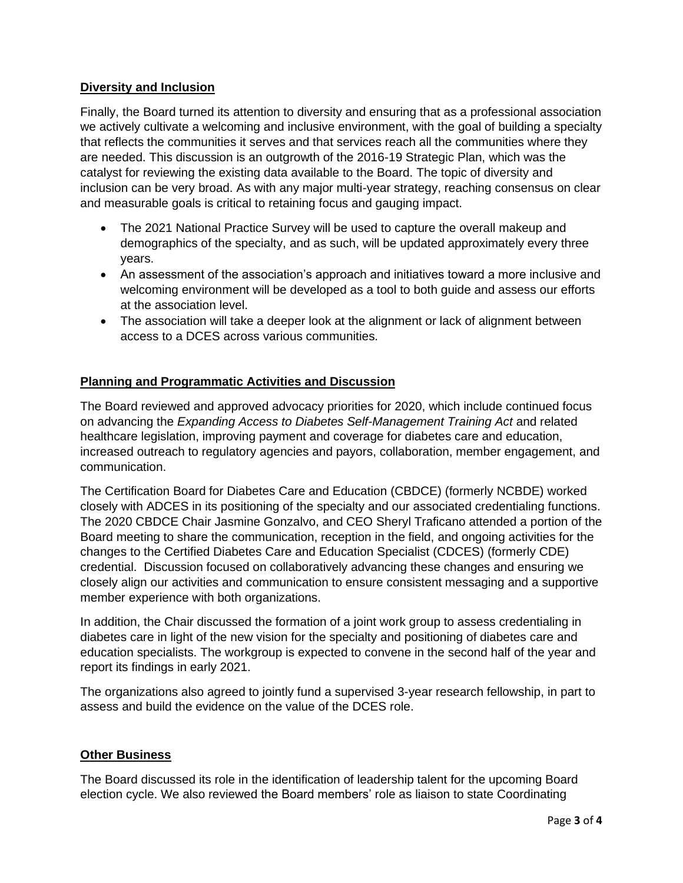## Diversity and Inclusion

Finally, the Board turned its attention to diversity and ensuring that as a professional association we actively cultivate a welcoming and inclusive environment, with the goal of building a specialty that reflects the communities it serves and that services reach all the communities where they are needed. This discussion is an outgrowth of the 2016-19 Strategic Plan, which was the catalyst for reviewing the existing data available to the Board. The topic of diversity and inclusion can be very broad. As with any major multi-year strategy, reaching consensus on clear and measurable goals is critical to retaining focus and gauging impact.

- The 2021 National Practice Survey will be used to capture the overall makeup and demographics of the specialty, and as such, will be updated approximately every three years.
- An assessment of the association's approach and initiatives toward a more inclusive and welcoming environment will be developed as a tool to both guide and assess our efforts at the association level.
- The association will take a deeper look at the alignment or lack of alignment between access to a DCES across various communities.

## Planning and Programmatic Activities and Discussion

The Board reviewed and approved advocacy priorities for 2020, which include continued focus on advancing the *Expanding Access to Diabetes Self-Management Training Act* and related healthcare legislation, improving payment and coverage for diabetes care and education, increased outreach to regulatory agencies and payors, collaboration, member engagement, and communication.

The Certification Board for Diabetes Care and Education (CBDCE) (formerly NCBDE) worked closely with ADCES in its positioning of the specialty and our associated credentialing functions. The 2020 CBDCE Chair Jasmine Gonzalvo, and CEO Sheryl Traficano attended a portion of the Board meeting to share the communication, reception in the field, and ongoing activities for the changes to the Certified Diabetes Care and Education Specialist (CDCES) (formerly CDE) credential. Discussion focused on collaboratively advancing these changes and ensuring we closely align our activities and communication to ensure consistent messaging and a supportive member experience with both organizations.

In addition, the Chair discussed the formation of a joint work group to assess credentialing in diabetes care in light of the new vision for the specialty and positioning of diabetes care and education specialists. The workgroup is expected to convene in the second half of the year and report its findings in early 2021.

The organizations also agreed to jointly fund a supervised 3-year research fellowship, in part to assess and build the evidence on the value of the DCES role.

## Other Business

The Board discussed its role in the identification of leadership talent for the upcoming Board election cycle. We also reviewed the Board members' role as liaison to state Coordinating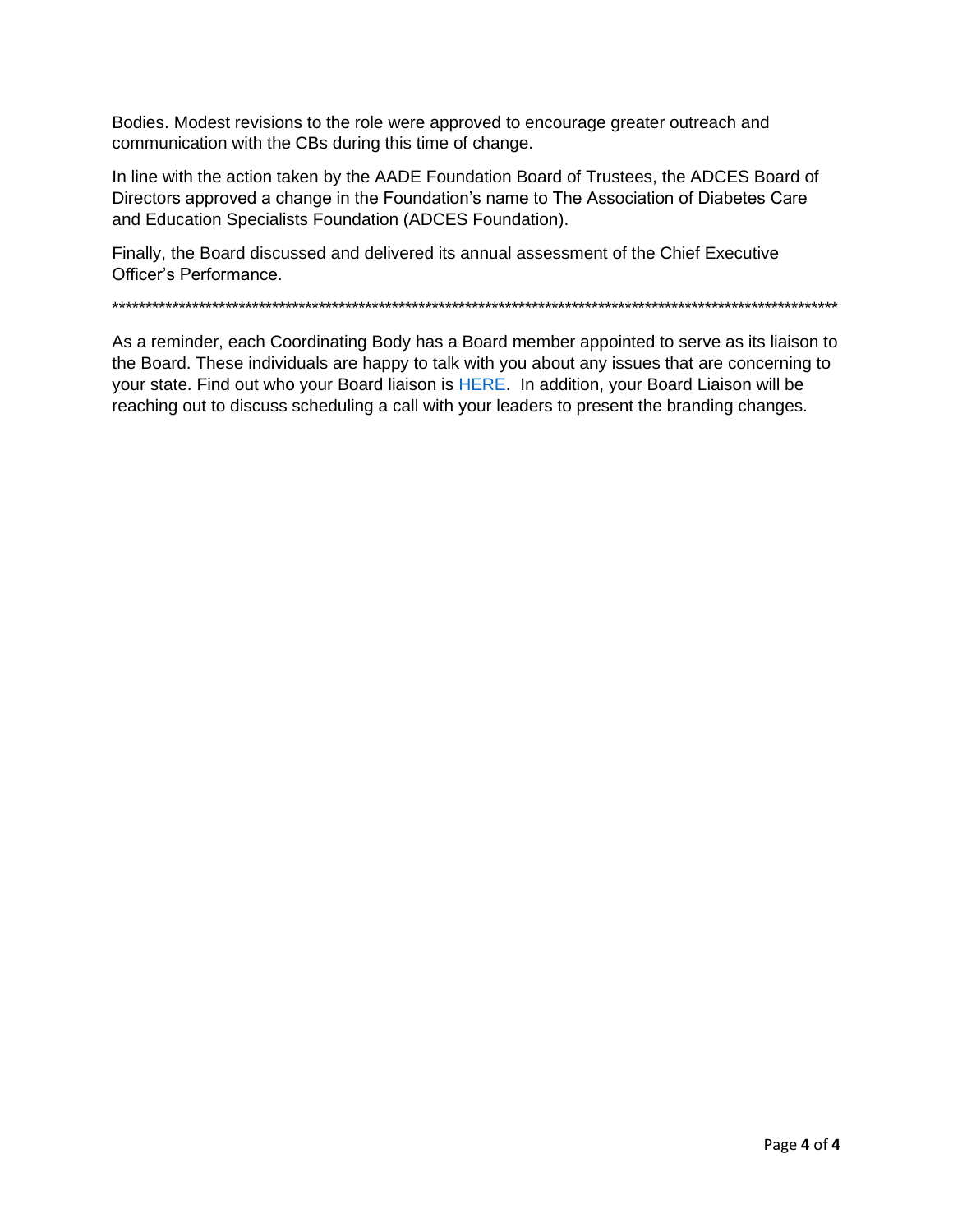Bodies. Modest revisions to the role were approved to encourage greater outreach and communication with the CBs during this time of change.

In line with the action taken by the AADE Foundation Board of Trustees, the ADCES Board of Directors approved a change in the Foundation's name to The Association of Diabetes Care and Education Specialists Foundation (ADCES Foundation).

Finally, the Board discussed and delivered its annual assessment of the Chief Executive Officer's Performance.

*******************************************************************************************************************

As a reminder, each Coordinating Body has a Board member appointed to serve as its liaison to the Board. These individuals are happy to talk with you about any issues that are concerning to your state. Find out who your Board liaison is HERE. In addition, your Board Liaison will be reaching out to discuss scheduling a call with your leaders to present the branding changes.